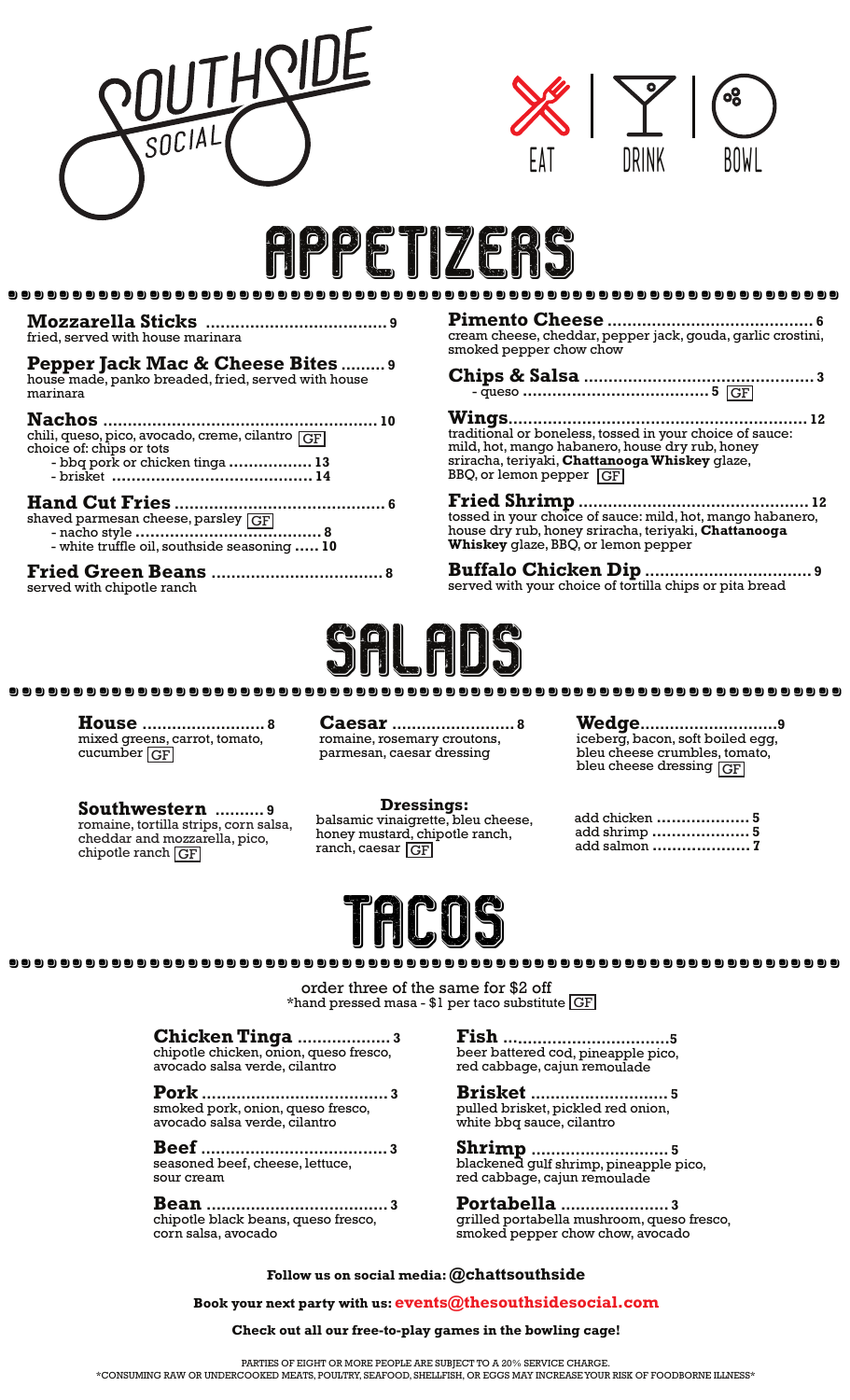# SOUTHSIDE SOCIAL

EAT | DRINK | BOWL

## APPETIZERS

**Mozzarella Sticks** ........ 9
fried, served with house marinara

**Pepper Jack Mac & Cheese Bites** ........ 9
house made, panko breaded, fried, served with house marinara

**Nachos** ........ 10
chili, queso, pico, avocado, creme, cilantro GF
choice of: chips or tots
- bbq pork or chicken tinga ........ 13
- brisket ........ 14

**Hand Cut Fries** ........ 6
shaved parmesan cheese, parsley GF
- nacho style ........ 8
- white truffle oil, southside seasoning ..... 10

**Fried Green Beans** ........ 8
served with chipotle ranch

**Pimento Cheese** ........ 6
cream cheese, cheddar, pepper jack, gouda, garlic crostini, smoked pepper chow chow

**Chips & Salsa** ........ 3
- queso ........ 5 GF

**Wings** ........ 12
traditional or boneless, tossed in your choice of sauce: mild, hot, mango habanero, house dry rub, honey sriracha, teriyaki, **Chattanooga Whiskey** glaze, BBQ, or lemon pepper GF

**Fried Shrimp** ........ 12
tossed in your choice of sauce: mild, hot, mango habanero, house dry rub, honey sriracha, teriyaki, **Chattanooga Whiskey** glaze, BBQ, or lemon pepper

**Buffalo Chicken Dip** ........ 9
served with your choice of tortilla chips or pita bread

## SALADS

**House** ........ 8
mixed greens, carrot, tomato, cucumber GF

**Caesar** ........ 8
romaine, rosemary croutons, parmesan, caesar dressing

**Wedge** ........ 9
iceberg, bacon, soft boiled egg, bleu cheese crumbles, tomato, bleu cheese dressing GF

**Southwestern** ........ 9
romaine, tortilla strips, corn salsa, cheddar and mozzarella, pico, chipotle ranch GF

**Dressings:**
balsamic vinaigrette, bleu cheese, honey mustard, chipotle ranch, ranch, caesar GF

add chicken ........ 5
add shrimp ........ 5
add salmon ........ 7

## TACOS

order three of the same for $2 off
*hand pressed masa - $1 per taco substitute GF

**Chicken Tinga** ........ 3
chipotle chicken, onion, queso fresco, avocado salsa verde, cilantro

**Pork** ........ 3
smoked pork, onion, queso fresco, avocado salsa verde, cilantro

**Beef** ........ 3
seasoned beef, cheese, lettuce, sour cream

**Bean** ........ 3
chipotle black beans, queso fresco, corn salsa, avocado

**Fish** ........ 5
beer battered cod, pineapple pico, red cabbage, cajun remoulade

**Brisket** ........ 5
pulled brisket, pickled red onion, white bbq sauce, cilantro

**Shrimp** ........ 5
blackened gulf shrimp, pineapple pico, red cabbage, cajun remoulade

**Portabella** ........ 3
grilled portabella mushroom, queso fresco, smoked pepper chow chow, avocado

**Follow us on social media: @chattsouthside**

**Book your next party with us: events@thesouthsidesocial.com**

**Check out all our free-to-play games in the bowling cage!**

PARTIES OF EIGHT OR MORE PEOPLE ARE SUBJECT TO A 20% SERVICE CHARGE.
*CONSUMING RAW OR UNDERCOOKED MEATS, POULTRY, SEAFOOD, SHELLFISH, OR EGGS MAY INCREASE YOUR RISK OF FOODBORNE ILLNESS*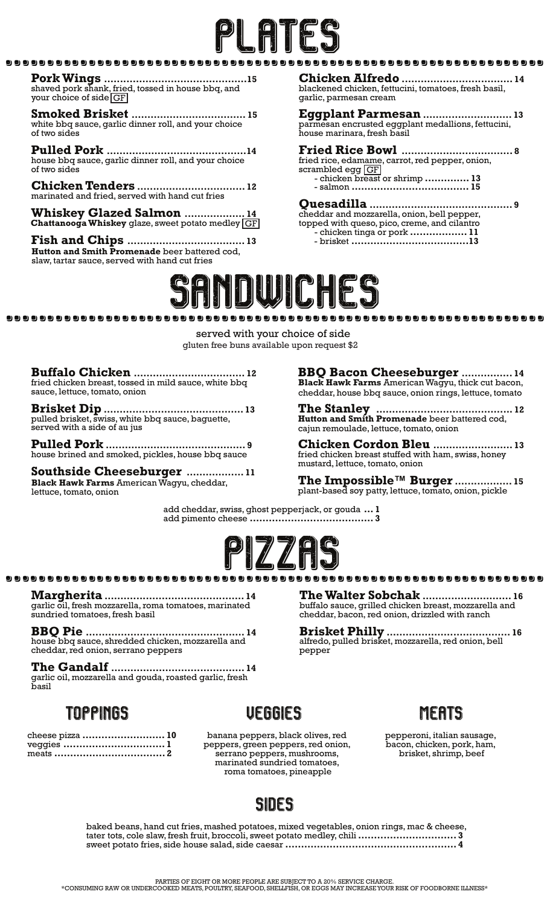# PLATES

**Pork Wings** .......... 15
shaved pork shank, fried, tossed in house bbq, and your choice of side GF

**Smoked Brisket** .......... 15
white bbq sauce, garlic dinner roll, and your choice of two sides

**Pulled Pork** .......... 14
house bbq sauce, garlic dinner roll, and your choice of two sides

**Chicken Tenders** .......... 12
marinated and fried, served with hand cut fries

**Whiskey Glazed Salmon** .......... 14
**Chattanooga Whiskey** glaze, sweet potato medley GF

**Fish and Chips** .......... 13
**Hutton and Smith Promenade** beer battered cod, slaw, tartar sauce, served with hand cut fries

**Chicken Alfredo** .......... 14
blackened chicken, fettucini, tomatoes, fresh basil, garlic, parmesan cream

**Eggplant Parmesan** .......... 13
parmesan encrusted eggplant medallions, fettucini, house marinara, fresh basil

**Fried Rice Bowl** .......... 8
fried rice, edamame, carrot, red pepper, onion, scrambled egg GF
- chicken breast or shrimp .......... 13
- salmon .......... 15

**Quesadilla** .......... 9
cheddar and mozzarella, onion, bell pepper, topped with queso, pico, creme, and cilantro
- chicken tinga or pork .......... 11
- brisket .......... 13

# SANDWICHES

served with your choice of side
gluten free buns available upon request $2

**Buffalo Chicken** .......... 12
fried chicken breast, tossed in mild sauce, white bbq sauce, lettuce, tomato, onion

**Brisket Dip** .......... 13
pulled brisket, swiss, white bbq sauce, baguette, served with a side of au jus

**Pulled Pork** .......... 9
house brined and smoked, pickles, house bbq sauce

**Southside Cheeseburger** .......... 11
**Black Hawk Farms** American Wagyu, cheddar, lettuce, tomato, onion

**BBQ Bacon Cheeseburger** .......... 14
**Black Hawk Farms** American Wagyu, thick cut bacon, cheddar, house bbq sauce, onion rings, lettuce, tomato

**The Stanley** .......... 12
**Hutton and Smith Promenade** beer battered cod, cajun remoulade, lettuce, tomato, onion

**Chicken Cordon Bleu** .......... 13
fried chicken breast stuffed with ham, swiss, honey mustard, lettuce, tomato, onion

**The Impossible™ Burger** .......... 15
plant-based soy patty, lettuce, tomato, onion, pickle

add cheddar, swiss, ghost pepperjack, or gouda ... 1
add pimento cheese .......... 3

# PIZZAS

**Margherita** .......... 14
garlic oil, fresh mozzarella, roma tomatoes, marinated sundried tomatoes, fresh basil

**BBQ Pie** .......... 14
house bbq sauce, shredded chicken, mozzarella and cheddar, red onion, serrano peppers

**The Gandalf** .......... 14
garlic oil, mozzarella and gouda, roasted garlic, fresh basil

**The Walter Sobchak** .......... 16
buffalo sauce, grilled chicken breast, mozzarella and cheddar, bacon, red onion, drizzled with ranch

**Brisket Philly** .......... 16
alfredo, pulled brisket, mozzarella, red onion, bell pepper

## TOPPINGS

cheese pizza .......... 10
veggies .......... 1
meats .......... 2

## VEGGIES

banana peppers, black olives, red peppers, green peppers, red onion, serrano peppers, mushrooms, marinated sundried tomatoes, roma tomatoes, pineapple

## MEATS

pepperoni, italian sausage, bacon, chicken, pork, ham, brisket, shrimp, beef

## SIDES

baked beans, hand cut fries, mashed potatoes, mixed vegetables, onion rings, mac & cheese, tater tots, cole slaw, fresh fruit, broccoli, sweet potato medley, chili .......... 3
sweet potato fries, side house salad, side caesar .......... 4

PARTIES OF EIGHT OR MORE PEOPLE ARE SUBJECT TO A 20% SERVICE CHARGE.
*CONSUMING RAW OR UNDERCOOKED MEATS, POULTRY, SEAFOOD, SHELLFISH, OR EGGS MAY INCREASE YOUR RISK OF FOODBORNE ILLNESS*